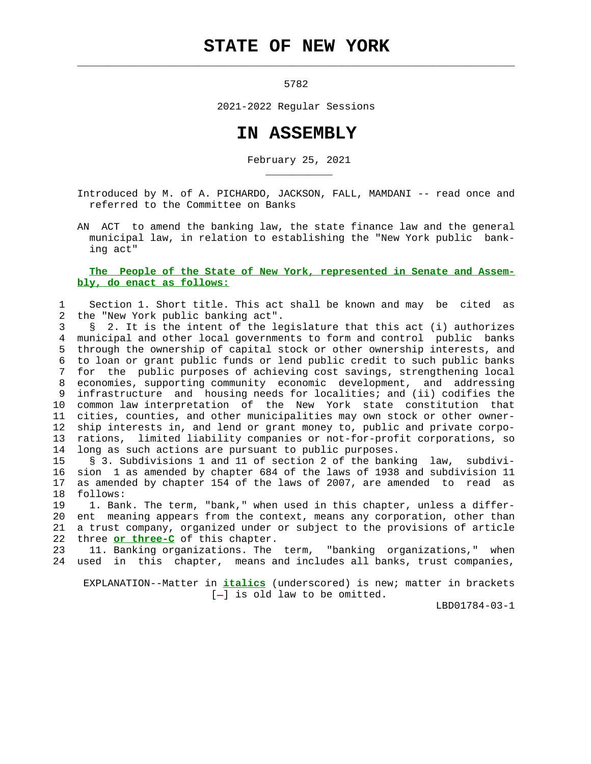# STATE OF NEW YORK

5782

2021-2022 Regular Sessions

# IN ASSEMBLY

February 25, 2021

Introduced by M. of A. PICHARDO, JACKSON, FALL, MAMDANI -- read once and referred to the Committee on Banks

AN ACT to amend the banking law, the state finance law and the general municipal law, in relation to establishing the "New York public banking act"

*The People of the State of New York, represented in Senate and Assembly, do enact as follows:*

1 Section 1. Short title. This act shall be known and may be cited as
2 the "New York public banking act".
3 § 2. It is the intent of the legislature that this act (i) authorizes
4 municipal and other local governments to form and control public banks
5 through the ownership of capital stock or other ownership interests, and
6 to loan or grant public funds or lend public credit to such public banks
7 for the public purposes of achieving cost savings, strengthening local
8 economies, supporting community economic development, and addressing
9 infrastructure and housing needs for localities; and (ii) codifies the
10 common law interpretation of the New York state constitution that
11 cities, counties, and other municipalities may own stock or other owner-
12 ship interests in, and lend or grant money to, public and private corpo-
13 rations, limited liability companies or not-for-profit corporations, so
14 long as such actions are pursuant to public purposes.
15 § 3. Subdivisions 1 and 11 of section 2 of the banking law, subdivi-
16 sion 1 as amended by chapter 684 of the laws of 1938 and subdivision 11
17 as amended by chapter 154 of the laws of 2007, are amended to read as
18 follows:
19 1. Bank. The term, "bank," when used in this chapter, unless a differ-
20 ent meaning appears from the context, means any corporation, other than
21 a trust company, organized under or subject to the provisions of article
22 three *or three-C* of this chapter.
23 11. Banking organizations. The term, "banking organizations," when
24 used in this chapter, means and includes all banks, trust companies,

EXPLANATION--Matter in *italics* (underscored) is new; matter in brackets [-] is old law to be omitted.

LBD01784-03-1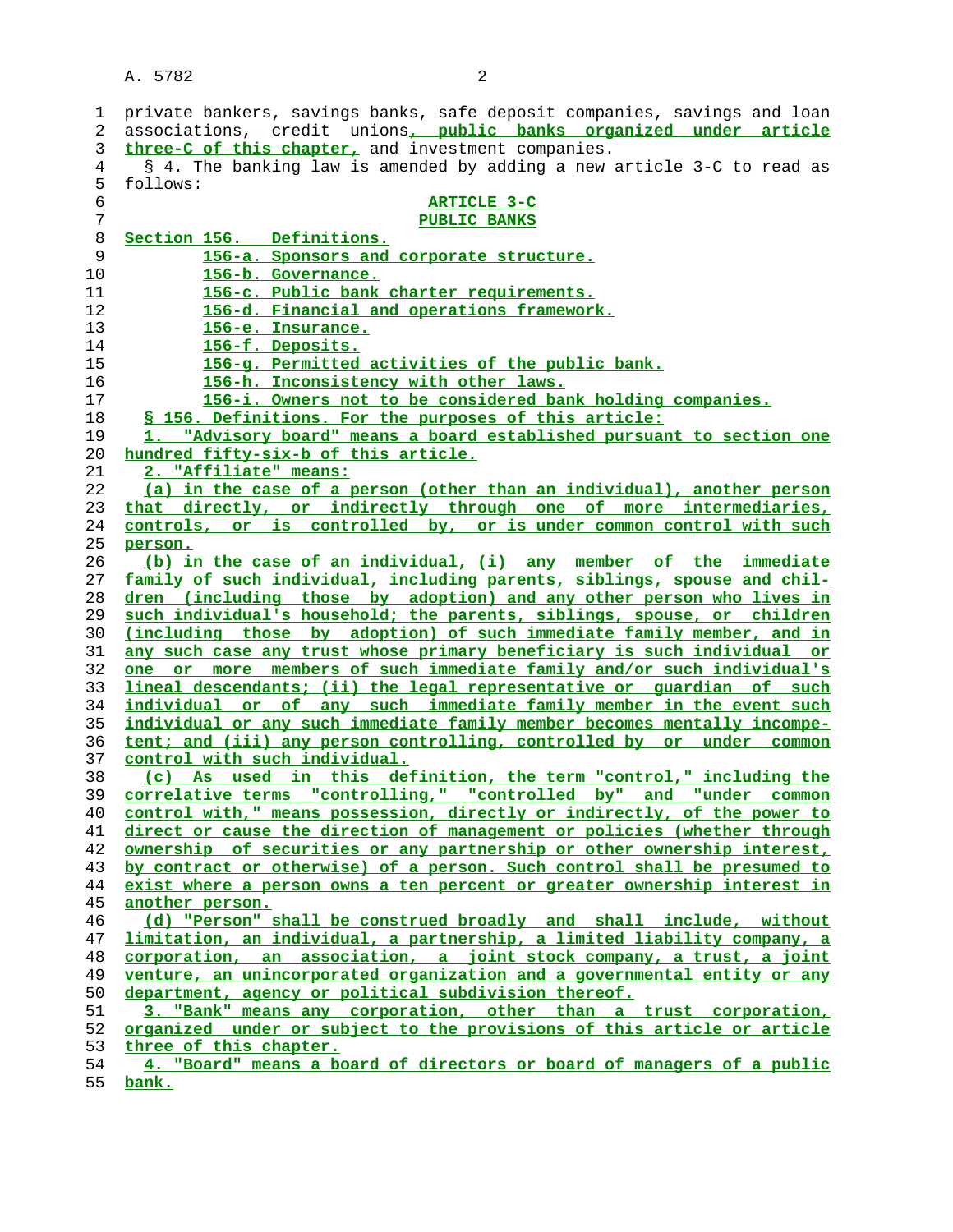private bankers, savings banks, safe deposit companies, savings and loan associations, credit unions, public banks organized under article three-C of this chapter, and investment companies.

§ 4. The banking law is amended by adding a new article 3-C to read as follows:

ARTICLE 3-C

PUBLIC BANKS

Section 156. Definitions.

156-a. Sponsors and corporate structure.

156-b. Governance.

156-c. Public bank charter requirements.

156-d. Financial and operations framework.

156-e. Insurance.

156-f. Deposits.

156-g. Permitted activities of the public bank.

156-h. Inconsistency with other laws.

156-i. Owners not to be considered bank holding companies.

§ 156. Definitions. For the purposes of this article:

1. "Advisory board" means a board established pursuant to section one hundred fifty-six-b of this article.

2. "Affiliate" means:

(a) in the case of a person (other than an individual), another person that directly, or indirectly through one of more intermediaries, controls, or is controlled by, or is under common control with such person.

(b) in the case of an individual, (i) any member of the immediate family of such individual, including parents, siblings, spouse and children (including those by adoption) and any other person who lives in such individual's household; the parents, siblings, spouse, or children (including those by adoption) of such immediate family member, and in any such case any trust whose primary beneficiary is such individual or one or more members of such immediate family and/or such individual's lineal descendants; (ii) the legal representative or guardian of such individual or of any such immediate family member in the event such individual or any such immediate family member becomes mentally incompetent; and (iii) any person controlling, controlled by or under common control with such individual.

(c) As used in this definition, the term "control," including the correlative terms "controlling," "controlled by" and "under common control with," means possession, directly or indirectly, of the power to direct or cause the direction of management or policies (whether through ownership of securities or any partnership or other ownership interest, by contract or otherwise) of a person. Such control shall be presumed to exist where a person owns a ten percent or greater ownership interest in another person.

(d) "Person" shall be construed broadly and shall include, without limitation, an individual, a partnership, a limited liability company, a corporation, an association, a joint stock company, a trust, a joint venture, an unincorporated organization and a governmental entity or any department, agency or political subdivision thereof.

3. "Bank" means any corporation, other than a trust corporation, organized under or subject to the provisions of this article or article three of this chapter.

4. "Board" means a board of directors or board of managers of a public bank.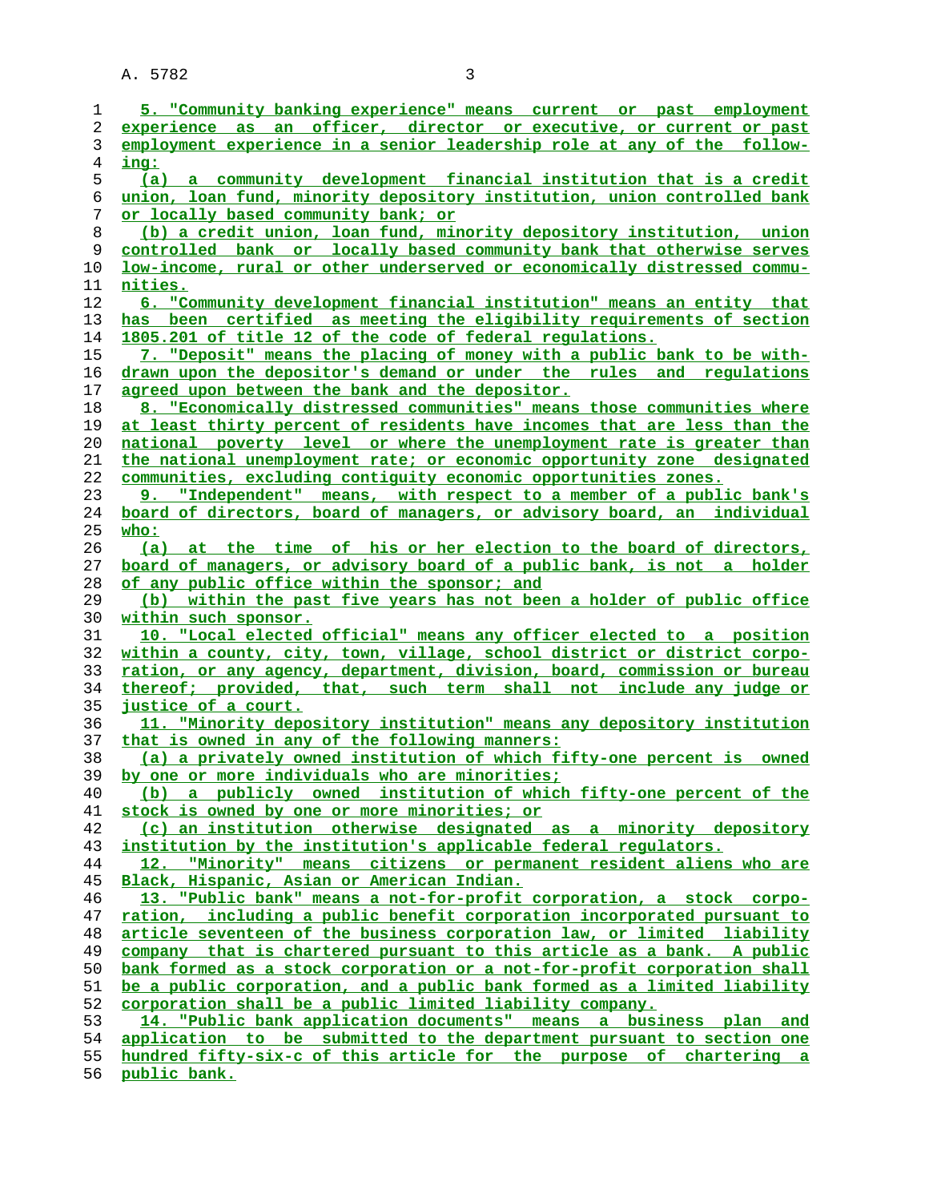5. "Community banking experience" means current or past employment experience as an officer, director or executive, or current or past employment experience in a senior leadership role at any of the following:

(a) a community development financial institution that is a credit union, loan fund, minority depository institution, union controlled bank or locally based community bank; or

(b) a credit union, loan fund, minority depository institution, union controlled bank or locally based community bank that otherwise serves low-income, rural or other underserved or economically distressed communities.

6. "Community development financial institution" means an entity that has been certified as meeting the eligibility requirements of section 1805.201 of title 12 of the code of federal regulations.

7. "Deposit" means the placing of money with a public bank to be withdrawn upon the depositor's demand or under the rules and regulations agreed upon between the bank and the depositor.

8. "Economically distressed communities" means those communities where at least thirty percent of residents have incomes that are less than the national poverty level or where the unemployment rate is greater than the national unemployment rate; or economic opportunity zone designated communities, excluding contiguity economic opportunities zones.

9. "Independent" means, with respect to a member of a public bank's board of directors, board of managers, or advisory board, an individual who:

(a) at the time of his or her election to the board of directors, board of managers, or advisory board of a public bank, is not a holder of any public office within the sponsor; and

(b) within the past five years has not been a holder of public office within such sponsor.

10. "Local elected official" means any officer elected to a position within a county, city, town, village, school district or district corporation, or any agency, department, division, board, commission or bureau thereof; provided, that, such term shall not include any judge or justice of a court.

11. "Minority depository institution" means any depository institution that is owned in any of the following manners:

(a) a privately owned institution of which fifty-one percent is owned by one or more individuals who are minorities;

(b) a publicly owned institution of which fifty-one percent of the stock is owned by one or more minorities; or

(c) an institution otherwise designated as a minority depository institution by the institution's applicable federal regulators.

12. "Minority" means citizens or permanent resident aliens who are Black, Hispanic, Asian or American Indian.

13. "Public bank" means a not-for-profit corporation, a stock corporation, including a public benefit corporation incorporated pursuant to article seventeen of the business corporation law, or limited liability company that is chartered pursuant to this article as a bank. A public bank formed as a stock corporation or a not-for-profit corporation shall be a public corporation, and a public bank formed as a limited liability corporation shall be a public limited liability company.

14. "Public bank application documents" means a business plan and application to be submitted to the department pursuant to section one hundred fifty-six-c of this article for the purpose of chartering a public bank.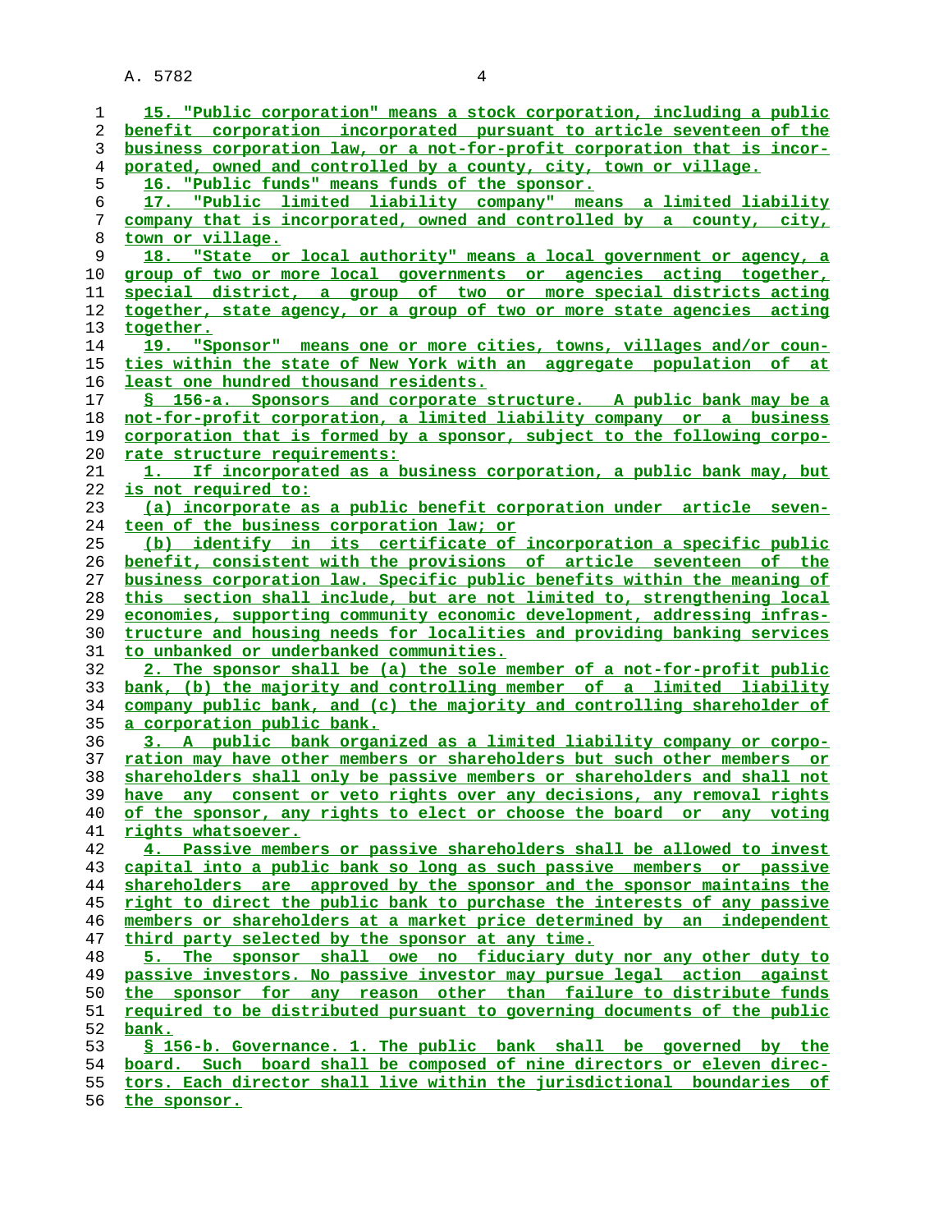15. "Public corporation" means a stock corporation, including a public benefit corporation incorporated pursuant to article seventeen of the business corporation law, or a not-for-profit corporation that is incorporated, owned and controlled by a county, city, town or village.

16. "Public funds" means funds of the sponsor.

17. "Public limited liability company" means a limited liability company that is incorporated, owned and controlled by a county, city, town or village.

18. "State or local authority" means a local government or agency, a group of two or more local governments or agencies acting together, special district, a group of two or more special districts acting together, state agency, or a group of two or more state agencies acting together.

19. "Sponsor" means one or more cities, towns, villages and/or counties within the state of New York with an aggregate population of at least one hundred thousand residents.

§ 156-a. Sponsors and corporate structure. A public bank may be a not-for-profit corporation, a limited liability company or a business corporation that is formed by a sponsor, subject to the following corporate structure requirements:

1. If incorporated as a business corporation, a public bank may, but is not required to:

(a) incorporate as a public benefit corporation under article seventeen of the business corporation law; or

(b) identify in its certificate of incorporation a specific public benefit, consistent with the provisions of article seventeen of the business corporation law. Specific public benefits within the meaning of this section shall include, but are not limited to, strengthening local economies, supporting community economic development, addressing infrastructure and housing needs for localities and providing banking services to unbanked or underbanked communities.

2. The sponsor shall be (a) the sole member of a not-for-profit public bank, (b) the majority and controlling member of a limited liability company public bank, and (c) the majority and controlling shareholder of a corporation public bank.

3. A public bank organized as a limited liability company or corporation may have other members or shareholders but such other members or shareholders shall only be passive members or shareholders and shall not have any consent or veto rights over any decisions, any removal rights of the sponsor, any rights to elect or choose the board or any voting rights whatsoever.

4. Passive members or passive shareholders shall be allowed to invest capital into a public bank so long as such passive members or passive shareholders are approved by the sponsor and the sponsor maintains the right to direct the public bank to purchase the interests of any passive members or shareholders at a market price determined by an independent third party selected by the sponsor at any time.

5. The sponsor shall owe no fiduciary duty nor any other duty to passive investors. No passive investor may pursue legal action against the sponsor for any reason other than failure to distribute funds required to be distributed pursuant to governing documents of the public bank.

§ 156-b. Governance. 1. The public bank shall be governed by the board. Such board shall be composed of nine directors or eleven directors. Each director shall live within the jurisdictional boundaries of the sponsor.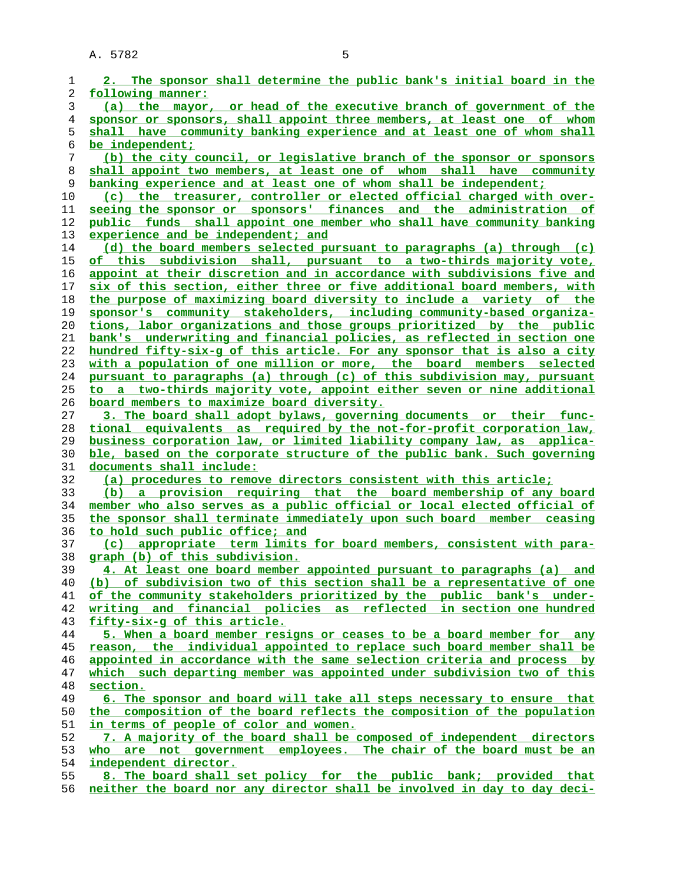2. The sponsor shall determine the public bank's initial board in the following manner:

(a) the mayor, or head of the executive branch of government of the sponsor or sponsors, shall appoint three members, at least one of whom shall have community banking experience and at least one of whom shall be independent;

(b) the city council, or legislative branch of the sponsor or sponsors shall appoint two members, at least one of whom shall have community banking experience and at least one of whom shall be independent;

(c) the treasurer, controller or elected official charged with overseeing the sponsor or sponsors' finances and the administration of public funds shall appoint one member who shall have community banking experience and be independent; and

(d) the board members selected pursuant to paragraphs (a) through (c) of this subdivision shall, pursuant to a two-thirds majority vote, appoint at their discretion and in accordance with subdivisions five and six of this section, either three or five additional board members, with the purpose of maximizing board diversity to include a variety of the sponsor's community stakeholders, including community-based organizations, labor organizations and those groups prioritized by the public bank's underwriting and financial policies, as reflected in section one hundred fifty-six-g of this article. For any sponsor that is also a city with a population of one million or more, the board members selected pursuant to paragraphs (a) through (c) of this subdivision may, pursuant to a two-thirds majority vote, appoint either seven or nine additional board members to maximize board diversity.

3. The board shall adopt bylaws, governing documents or their functional equivalents as required by the not-for-profit corporation law, business corporation law, or limited liability company law, as applicable, based on the corporate structure of the public bank. Such governing documents shall include:

(a) procedures to remove directors consistent with this article;

(b) a provision requiring that the board membership of any board member who also serves as a public official or local elected official of the sponsor shall terminate immediately upon such board member ceasing to hold such public office; and

(c) appropriate term limits for board members, consistent with paragraph (b) of this subdivision.

4. At least one board member appointed pursuant to paragraphs (a) and (b) of subdivision two of this section shall be a representative of one of the community stakeholders prioritized by the public bank's underwriting and financial policies as reflected in section one hundred fifty-six-g of this article.

5. When a board member resigns or ceases to be a board member for any reason, the individual appointed to replace such board member shall be appointed in accordance with the same selection criteria and process by which such departing member was appointed under subdivision two of this section.

6. The sponsor and board will take all steps necessary to ensure that the composition of the board reflects the composition of the population in terms of people of color and women.

7. A majority of the board shall be composed of independent directors who are not government employees. The chair of the board must be an independent director.

8. The board shall set policy for the public bank; provided that neither the board nor any director shall be involved in day to day deci-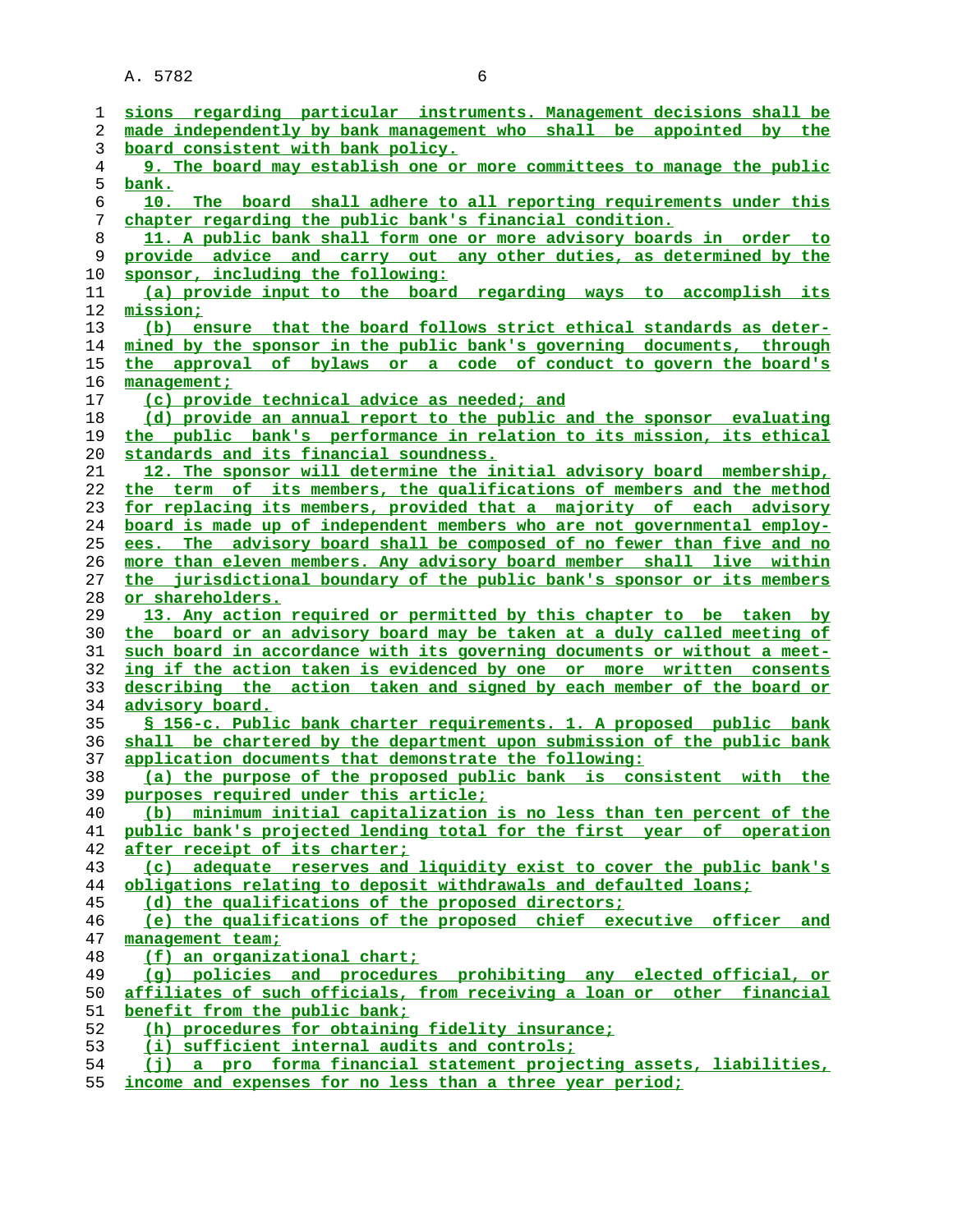sions regarding particular instruments. Management decisions shall be made independently by bank management who shall be appointed by the board consistent with bank policy.

9. The board may establish one or more committees to manage the public bank.

10. The board shall adhere to all reporting requirements under this chapter regarding the public bank's financial condition.

11. A public bank shall form one or more advisory boards in order to provide advice and carry out any other duties, as determined by the sponsor, including the following:

(a) provide input to the board regarding ways to accomplish its mission;

(b) ensure that the board follows strict ethical standards as determined by the sponsor in the public bank's governing documents, through the approval of bylaws or a code of conduct to govern the board's management;

(c) provide technical advice as needed; and

(d) provide an annual report to the public and the sponsor evaluating the public bank's performance in relation to its mission, its ethical standards and its financial soundness.

12. The sponsor will determine the initial advisory board membership, the term of its members, the qualifications of members and the method for replacing its members, provided that a majority of each advisory board is made up of independent members who are not governmental employees. The advisory board shall be composed of no fewer than five and no more than eleven members. Any advisory board member shall live within the jurisdictional boundary of the public bank's sponsor or its members or shareholders.

13. Any action required or permitted by this chapter to be taken by the board or an advisory board may be taken at a duly called meeting of such board in accordance with its governing documents or without a meeting if the action taken is evidenced by one or more written consents describing the action taken and signed by each member of the board or advisory board.

§ 156-c. Public bank charter requirements. 1. A proposed public bank shall be chartered by the department upon submission of the public bank application documents that demonstrate the following:

(a) the purpose of the proposed public bank is consistent with the purposes required under this article;

(b) minimum initial capitalization is no less than ten percent of the public bank's projected lending total for the first year of operation after receipt of its charter;

(c) adequate reserves and liquidity exist to cover the public bank's obligations relating to deposit withdrawals and defaulted loans;

(d) the qualifications of the proposed directors;

(e) the qualifications of the proposed chief executive officer and management team;

(f) an organizational chart;

(g) policies and procedures prohibiting any elected official, or affiliates of such officials, from receiving a loan or other financial benefit from the public bank;

(h) procedures for obtaining fidelity insurance;

(i) sufficient internal audits and controls;

(j) a pro forma financial statement projecting assets, liabilities, income and expenses for no less than a three year period;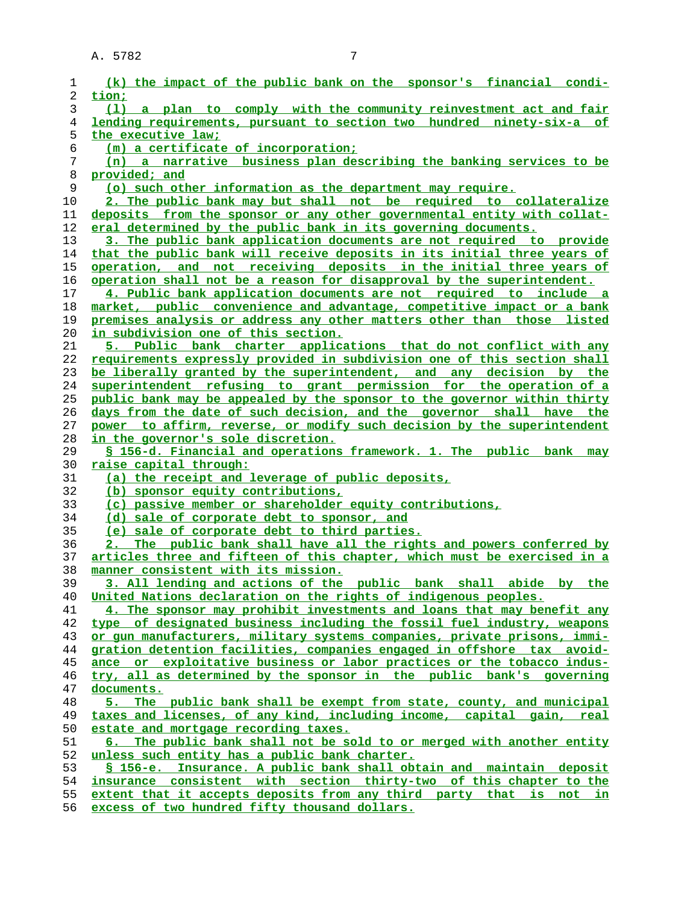(k) the impact of the public bank on the sponsor's financial condition;

(l) a plan to comply with the community reinvestment act and fair lending requirements, pursuant to section two hundred ninety-six-a of the executive law;

(m) a certificate of incorporation;

(n) a narrative business plan describing the banking services to be provided; and

(o) such other information as the department may require.

2. The public bank may but shall not be required to collateralize deposits from the sponsor or any other governmental entity with collateral determined by the public bank in its governing documents.

3. The public bank application documents are not required to provide that the public bank will receive deposits in its initial three years of operation, and not receiving deposits in the initial three years of operation shall not be a reason for disapproval by the superintendent.

4. Public bank application documents are not required to include a market, public convenience and advantage, competitive impact or a bank premises analysis or address any other matters other than those listed in subdivision one of this section.

5. Public bank charter applications that do not conflict with any requirements expressly provided in subdivision one of this section shall be liberally granted by the superintendent, and any decision by the superintendent refusing to grant permission for the operation of a public bank may be appealed by the sponsor to the governor within thirty days from the date of such decision, and the governor shall have the power to affirm, reverse, or modify such decision by the superintendent in the governor's sole discretion.

§ 156-d. Financial and operations framework. 1. The public bank may raise capital through:

(a) the receipt and leverage of public deposits,

(b) sponsor equity contributions,

(c) passive member or shareholder equity contributions,

(d) sale of corporate debt to sponsor, and

(e) sale of corporate debt to third parties.

2. The public bank shall have all the rights and powers conferred by articles three and fifteen of this chapter, which must be exercised in a manner consistent with its mission.

3. All lending and actions of the public bank shall abide by the United Nations declaration on the rights of indigenous peoples.

4. The sponsor may prohibit investments and loans that may benefit any type of designated business including the fossil fuel industry, weapons or gun manufacturers, military systems companies, private prisons, immigration detention facilities, companies engaged in offshore tax avoidance or exploitative business or labor practices or the tobacco industry, all as determined by the sponsor in the public bank's governing documents.

5. The public bank shall be exempt from state, county, and municipal taxes and licenses, of any kind, including income, capital gain, real estate and mortgage recording taxes.

6. The public bank shall not be sold to or merged with another entity unless such entity has a public bank charter.

§ 156-e. Insurance. A public bank shall obtain and maintain deposit insurance consistent with section thirty-two of this chapter to the extent that it accepts deposits from any third party that is not in excess of two hundred fifty thousand dollars.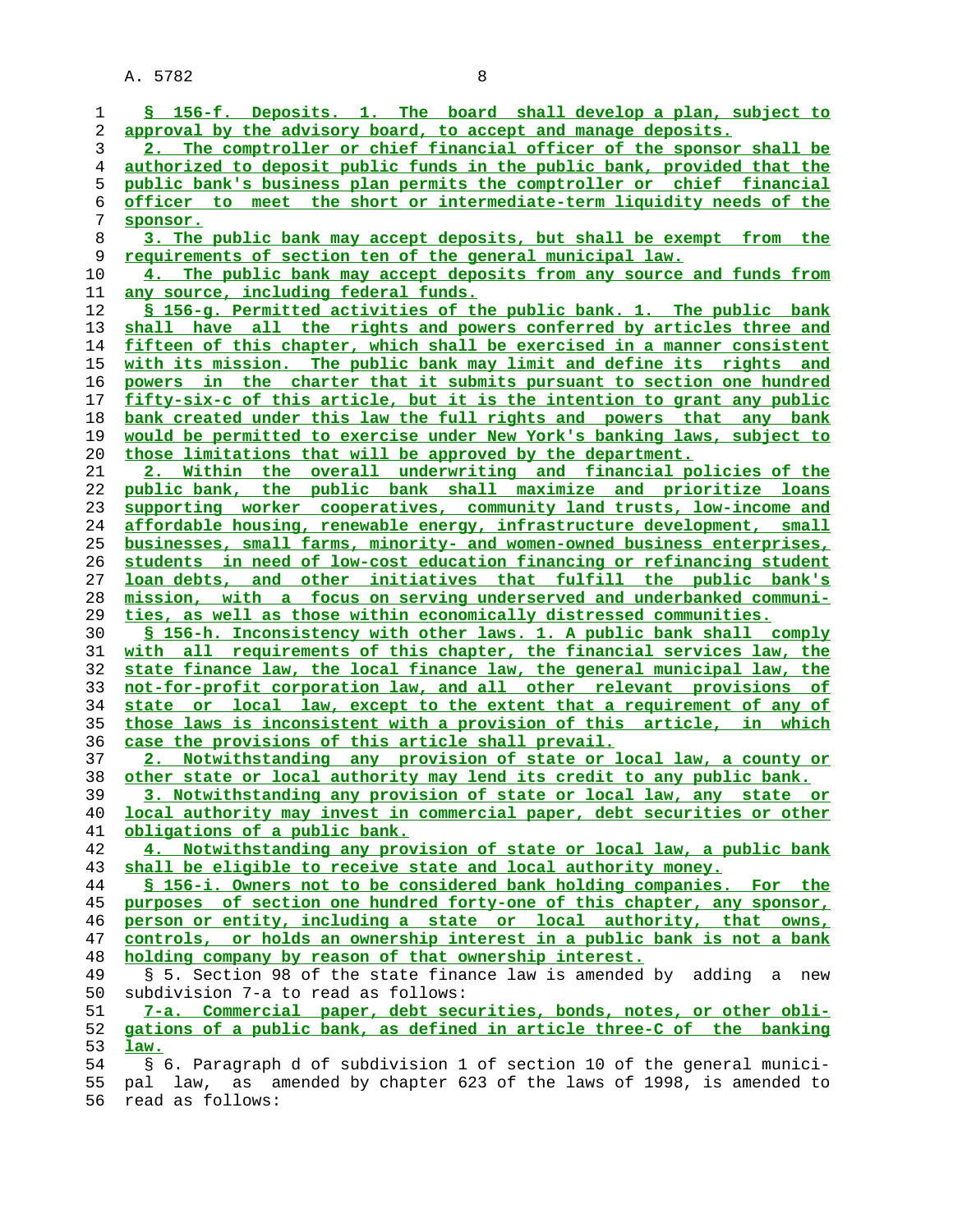§ 156-f. Deposits. 1. The board shall develop a plan, subject to approval by the advisory board, to accept and manage deposits.

2. The comptroller or chief financial officer of the sponsor shall be authorized to deposit public funds in the public bank, provided that the public bank's business plan permits the comptroller or chief financial officer to meet the short or intermediate-term liquidity needs of the sponsor.

3. The public bank may accept deposits, but shall be exempt from the requirements of section ten of the general municipal law.

4. The public bank may accept deposits from any source and funds from any source, including federal funds.

§ 156-g. Permitted activities of the public bank. 1. The public bank shall have all the rights and powers conferred by articles three and fifteen of this chapter, which shall be exercised in a manner consistent with its mission. The public bank may limit and define its rights and powers in the charter that it submits pursuant to section one hundred fifty-six-c of this article, but it is the intention to grant any public bank created under this law the full rights and powers that any bank would be permitted to exercise under New York's banking laws, subject to those limitations that will be approved by the department.

2. Within the overall underwriting and financial policies of the public bank, the public bank shall maximize and prioritize loans supporting worker cooperatives, community land trusts, low-income and affordable housing, renewable energy, infrastructure development, small businesses, small farms, minority- and women-owned business enterprises, students in need of low-cost education financing or refinancing student loan debts, and other initiatives that fulfill the public bank's mission, with a focus on serving underserved and underbanked communities, as well as those within economically distressed communities.

§ 156-h. Inconsistency with other laws. 1. A public bank shall comply with all requirements of this chapter, the financial services law, the state finance law, the local finance law, the general municipal law, the not-for-profit corporation law, and all other relevant provisions of state or local law, except to the extent that a requirement of any of those laws is inconsistent with a provision of this article, in which case the provisions of this article shall prevail.

2. Notwithstanding any provision of state or local law, a county or other state or local authority may lend its credit to any public bank.

3. Notwithstanding any provision of state or local law, any state or local authority may invest in commercial paper, debt securities or other obligations of a public bank.

4. Notwithstanding any provision of state or local law, a public bank shall be eligible to receive state and local authority money.

§ 156-i. Owners not to be considered bank holding companies. For the purposes of section one hundred forty-one of this chapter, any sponsor, person or entity, including a state or local authority, that owns, controls, or holds an ownership interest in a public bank is not a bank holding company by reason of that ownership interest.

§ 5. Section 98 of the state finance law is amended by adding a new subdivision 7-a to read as follows:

7-a. Commercial paper, debt securities, bonds, notes, or other obligations of a public bank, as defined in article three-C of the banking law.

§ 6. Paragraph d of subdivision 1 of section 10 of the general municipal law, as amended by chapter 623 of the laws of 1998, is amended to read as follows: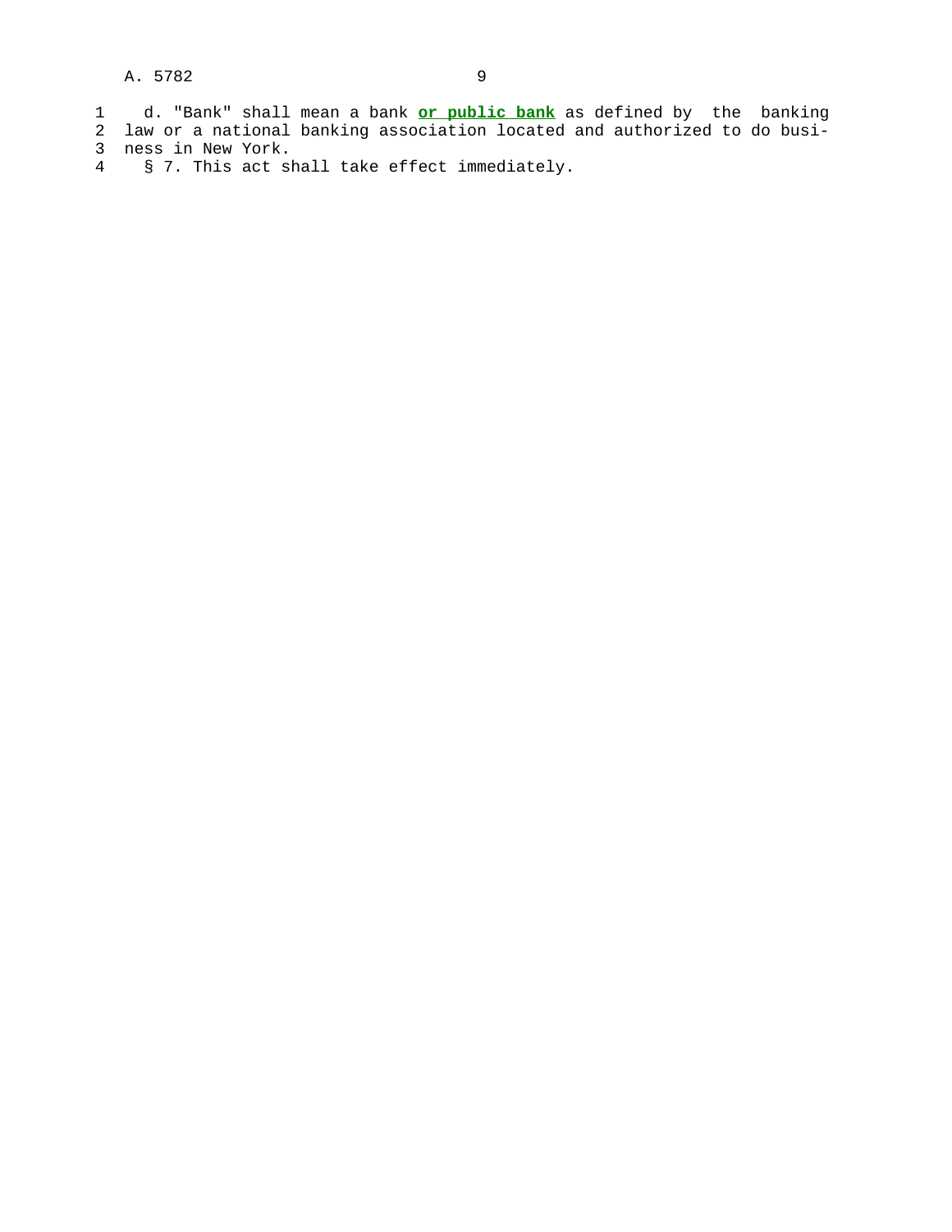d. "Bank" shall mean a bank **or public bank** as defined by the banking law or a national banking association located and authorized to do business in New York.

§ 7. This act shall take effect immediately.